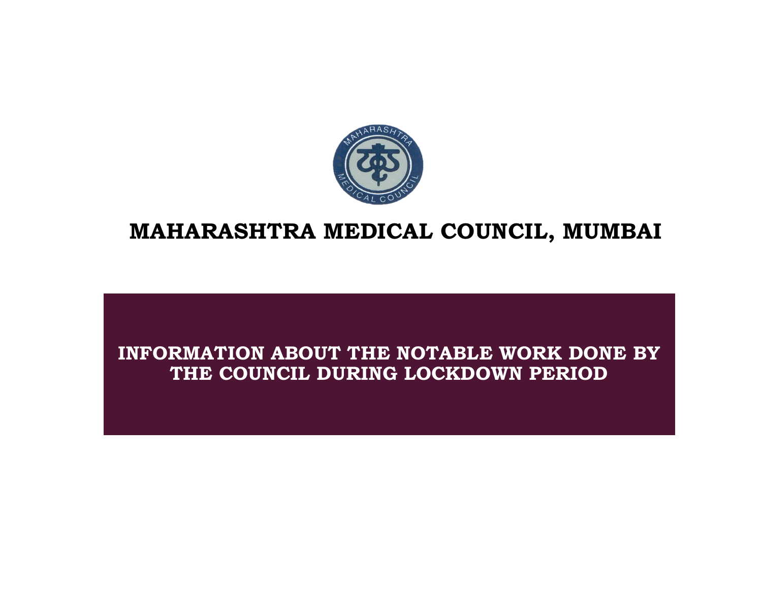# MAHARASHTRA MEDICAL COUNCIL, MUMBAI

## INFORMATION ABOUT THE NOTABLE WORK DONE BY THE COUNCIL DURING LOCKDOWN PERIOD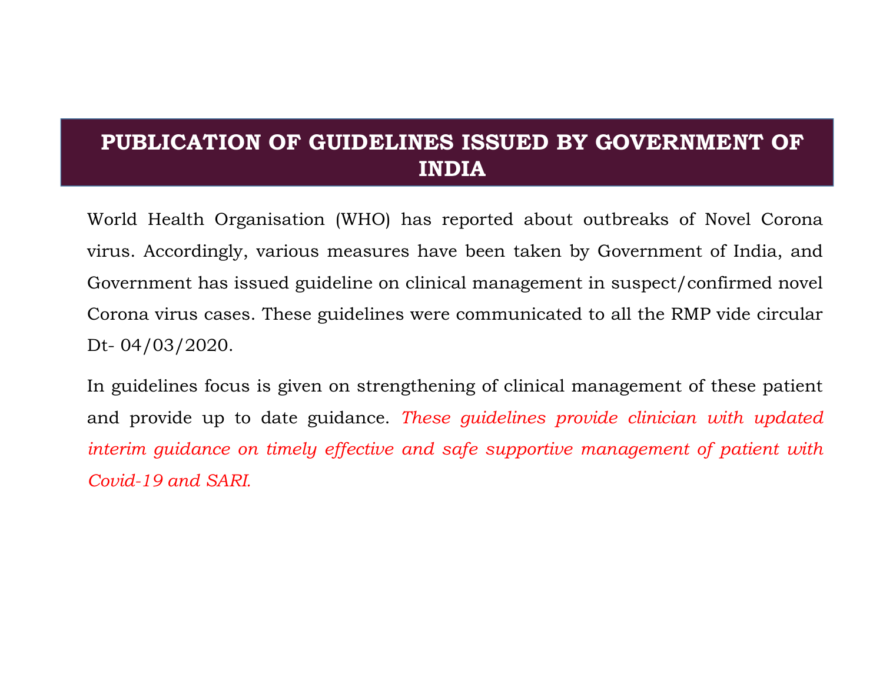## PUBLICATION OF GUIDELINES ISSUED BY GOVERNMENT OF INDIA

World Health Organisation (WHO) has reported about outbreaks of Novel Corona virus. Accordingly, various measures have been taken by Government of India, and Government has issued guideline on clinical management in suspect/confirmed novel Corona virus cases. These guidelines were communicated to all the RMP vide circular Dt- 04/03/2020.

In guidelines focus is given on strengthening of clinical management of these patient and provide up to date guidance. *These guidelines provide clinician with updated interim guidance on timely effective and safe supportive management of patient with Covid-19 and SARI.*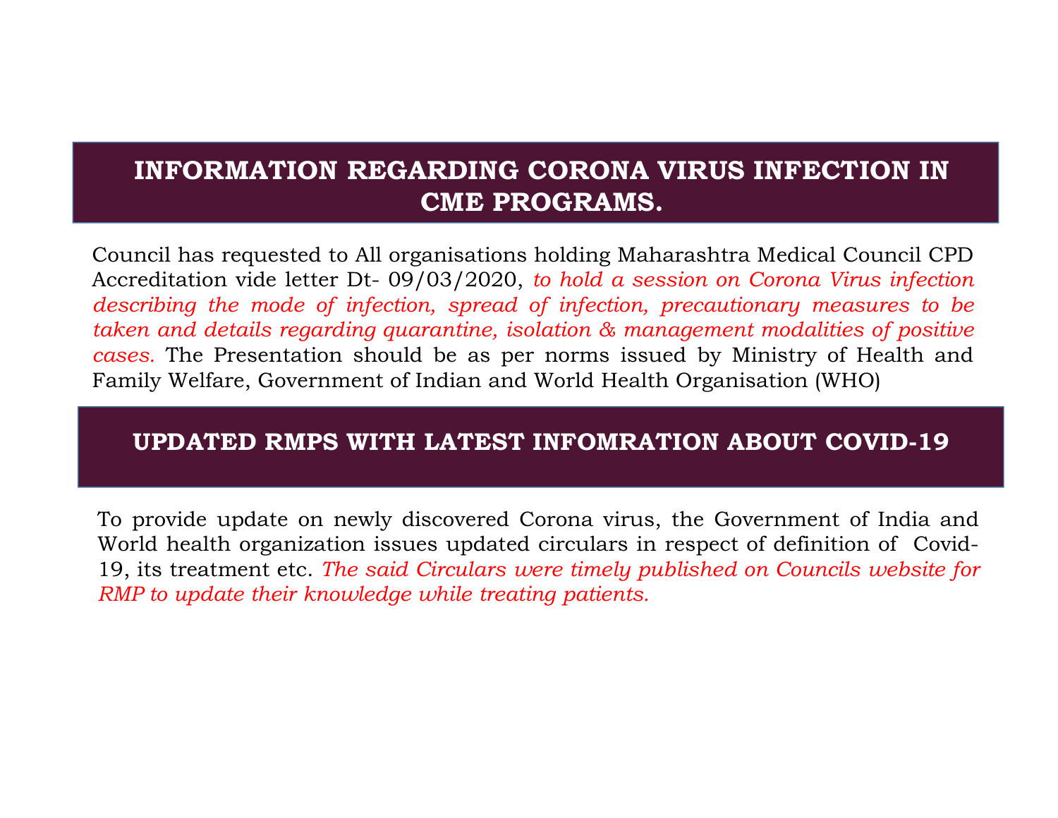## INFORMATION REGARDING CORONA VIRUS INFECTION IN CME PROGRAMS.

Council has requested to All organisations holding Maharashtra Medical Council CPD Accreditation vide letter Dt- 09/03/2020, *to hold a session on Corona Virus infection describing the mode of infection, spread of infection, precautionary measures to be taken and details regarding quarantine, isolation & management modalities of positive cases.* The Presentation should be as per norms issued by Ministry of Health and Family Welfare, Government of Indian and World Health Organisation (WHO)

## UPDATED RMPS WITH LATEST INFOMRATION ABOUT COVID-19

To provide update on newly discovered Corona virus, the Government of India and World health organization issues updated circulars in respect of definition of Covid-19, its treatment etc. *The said Circulars were timely published on Councils website for RMP to update their knowledge while treating patients.*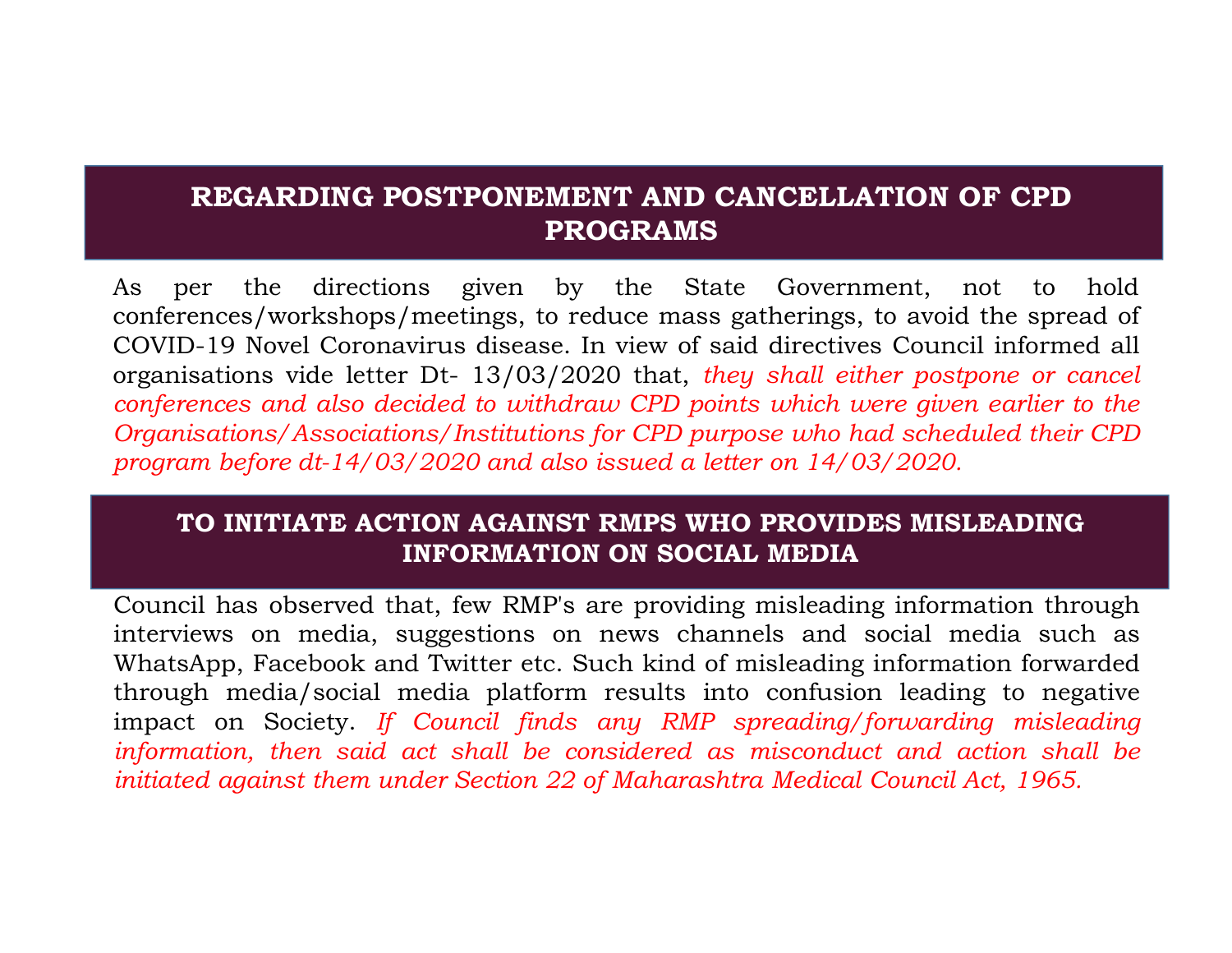## REGARDING POSTPONEMENT AND CANCELLATION OF CPD PROGRAMS

As per the directions given by the State Government, not to hold conferences/workshops/meetings, to reduce mass gatherings, to avoid the spread of COVID-19 Novel Coronavirus disease. In view of said directives Council informed all organisations vide letter Dt- 13/03/2020 that, *they shall either postpone or cancel conferences and also decided to withdraw CPD points which were given earlier to the Organisations/Associations/Institutions for CPD purpose who had scheduled their CPD program before dt-14/03/2020 and also issued a letter on 14/03/2020.*

## TO INITIATE ACTION AGAINST RMPS WHO PROVIDES MISLEADING INFORMATION ON SOCIAL MEDIA

Council has observed that, few RMP's are providing misleading information through interviews on media, suggestions on news channels and social media such as WhatsApp, Facebook and Twitter etc. Such kind of misleading information forwarded through media/social media platform results into confusion leading to negative impact on Society. *If Council finds any RMP spreading/forwarding misleading information, then said act shall be considered as misconduct and action shall be initiated against them under Section 22 of Maharashtra Medical Council Act, 1965.*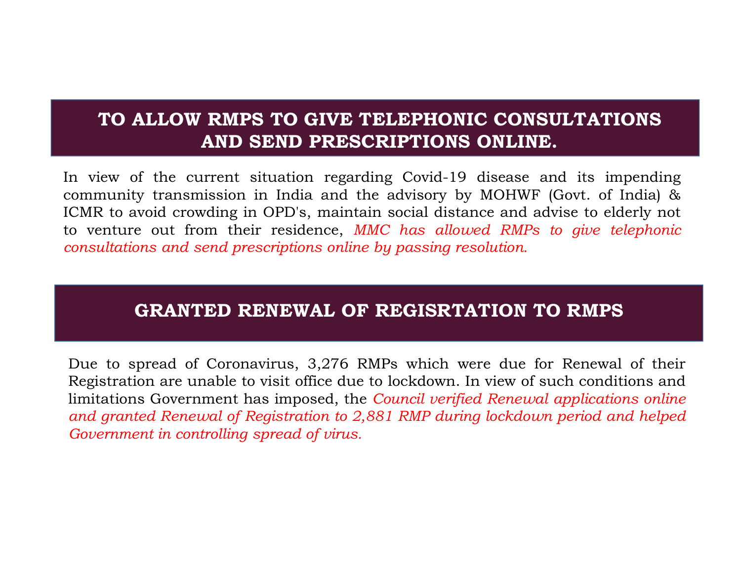## TO ALLOW RMPS TO GIVE TELEPHONIC CONSULTATIONS AND SEND PRESCRIPTIONS ONLINE.

In view of the current situation regarding Covid-19 disease and its impending community transmission in India and the advisory by MOHWF (Govt. of India) & ICMR to avoid crowding in OPD's, maintain social distance and advise to elderly not to venture out from their residence, *MMC has allowed RMPs to give telephonic consultations and send prescriptions online by passing resolution.*

## GRANTED RENEWAL OF REGISRTATION TO RMPS

Due to spread of Coronavirus, 3,276 RMPs which were due for Renewal of their Registration are unable to visit office due to lockdown. In view of such conditions and limitations Government has imposed, the *Council verified Renewal applications online and granted Renewal of Registration to 2,881 RMP during lockdown period and helped Government in controlling spread of virus.*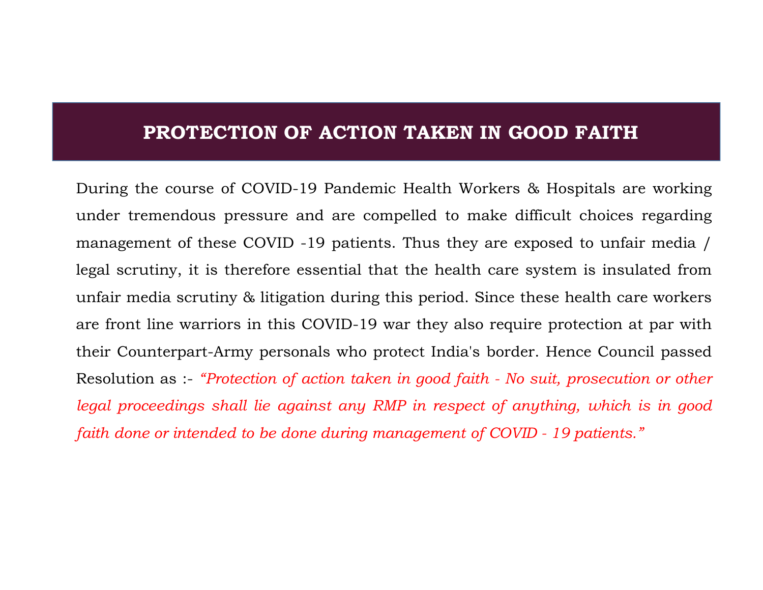## PROTECTION OF ACTION TAKEN IN GOOD FAITH

During the course of COVID-19 Pandemic Health Workers & Hospitals are working under tremendous pressure and are compelled to make difficult choices regarding management of these COVID -19 patients. Thus they are exposed to unfair media / legal scrutiny, it is therefore essential that the health care system is insulated from unfair media scrutiny & litigation during this period. Since these health care workers are front line warriors in this COVID-19 war they also require protection at par with their Counterpart-Army personals who protect India's border. Hence Council passed Resolution as :- *"Protection of action taken in good faith - No suit, prosecution or other legal proceedings shall lie against any RMP in respect of anything, which is in good faith done or intended to be done during management of COVID - 19 patients."*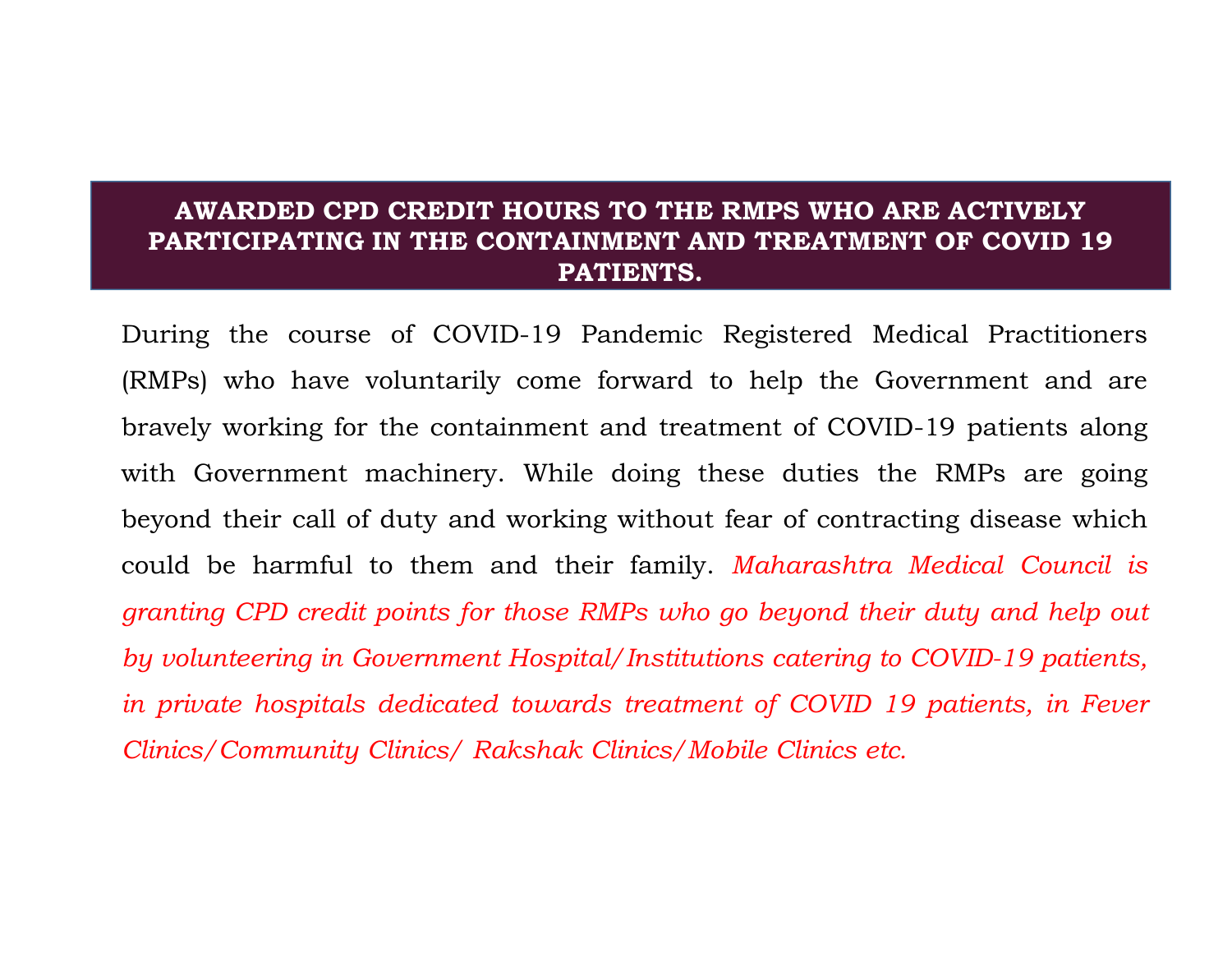## AWARDED CPD CREDIT HOURS TO THE RMPS WHO ARE ACTIVELY PARTICIPATING IN THE CONTAINMENT AND TREATMENT OF COVID 19 PATIENTS.

During the course of COVID-19 Pandemic Registered Medical Practitioners (RMPs) who have voluntarily come forward to help the Government and are bravely working for the containment and treatment of COVID-19 patients along with Government machinery. While doing these duties the RMPs are going beyond their call of duty and working without fear of contracting disease which could be harmful to them and their family. *Maharashtra Medical Council is granting CPD credit points for those RMPs who go beyond their duty and help out by volunteering in Government Hospital/Institutions catering to COVID-19 patients, in private hospitals dedicated towards treatment of COVID 19 patients, in Fever Clinics/Community Clinics/ Rakshak Clinics/Mobile Clinics etc.*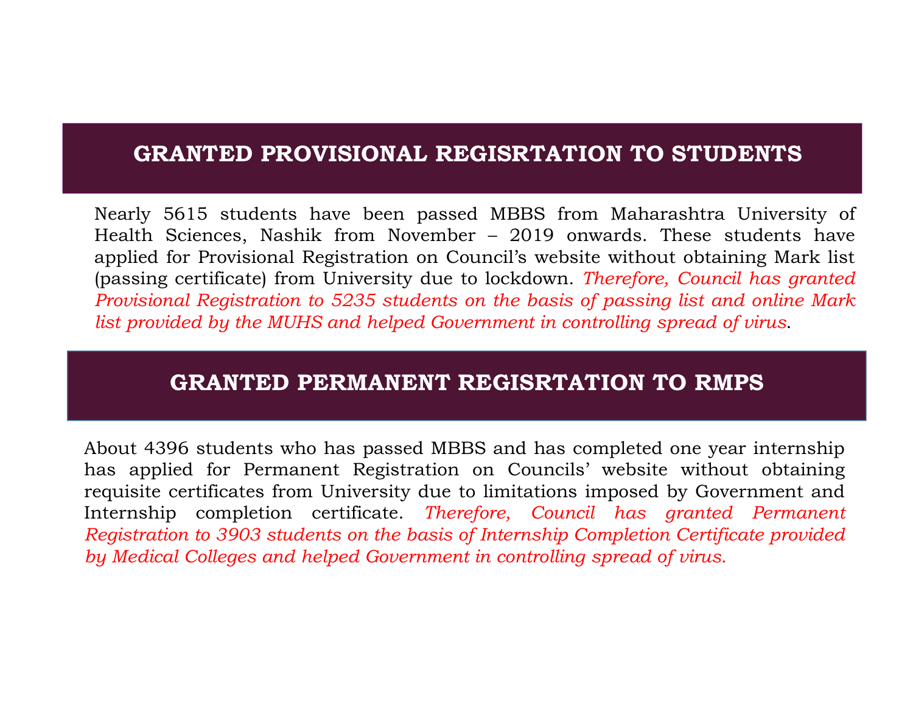## GRANTED PROVISIONAL REGISRTATION TO STUDENTS

Nearly 5615 students have been passed MBBS from Maharashtra University of Health Sciences, Nashik from November – 2019 onwards. These students have applied for Provisional Registration on Council's website without obtaining Mark list (passing certificate) from University due to lockdown. *Therefore, Council has granted Provisional Registration to 5235 students on the basis of passing list and online Mark list provided by the MUHS and helped Government in controlling spread of virus*.

## GRANTED PERMANENT REGISRTATION TO RMPS

About 4396 students who has passed MBBS and has completed one year internship has applied for Permanent Registration on Councils' website without obtaining requisite certificates from University due to limitations imposed by Government and Internship completion certificate. *Therefore, Council has granted Permanent Registration to 3903 students on the basis of Internship Completion Certificate provided by Medical Colleges and helped Government in controlling spread of virus.*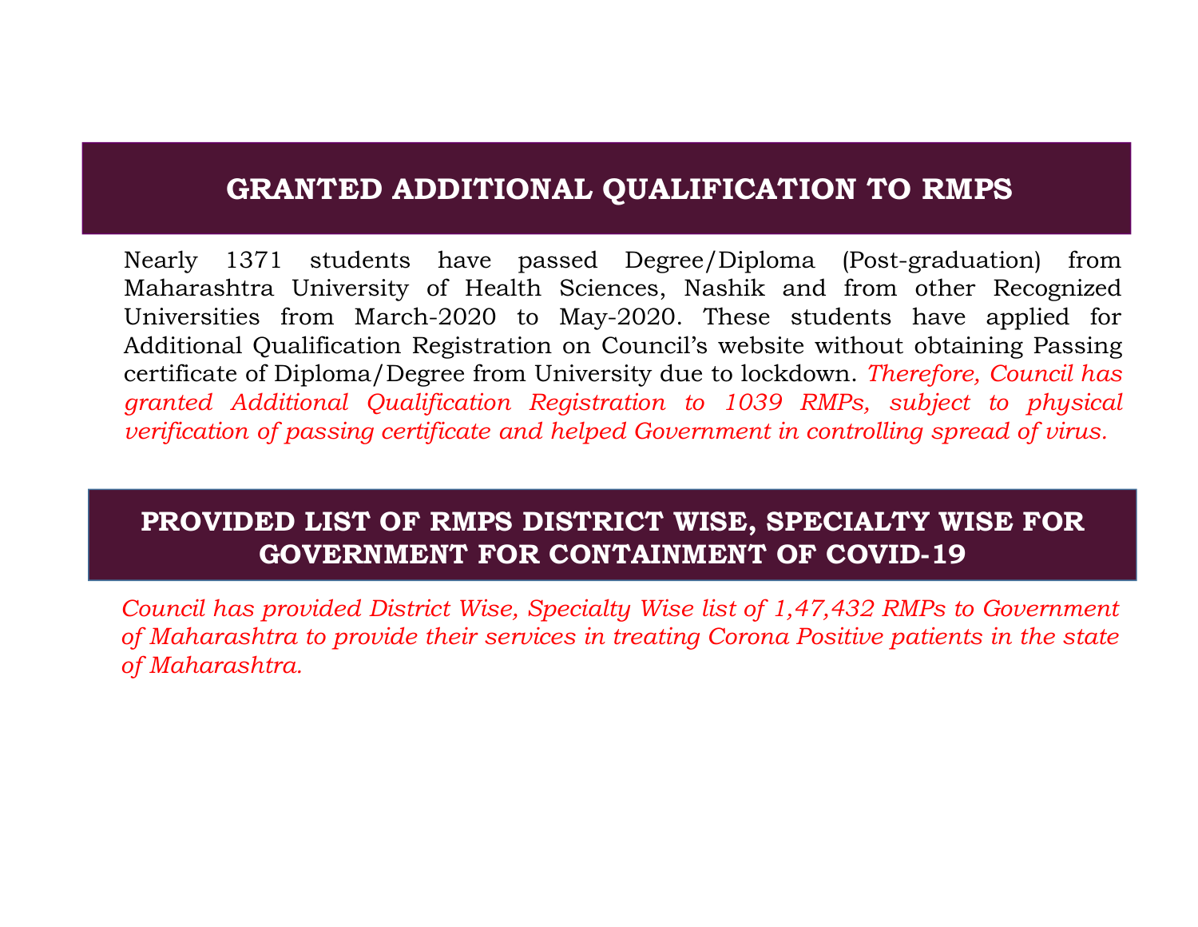## GRANTED ADDITIONAL QUALIFICATION TO RMPS

Nearly 1371 students have passed Degree/Diploma (Post-graduation) from Maharashtra University of Health Sciences, Nashik and from other Recognized Universities from March-2020 to May-2020. These students have applied for Additional Qualification Registration on Council's website without obtaining Passing certificate of Diploma/Degree from University due to lockdown. *Therefore, Council has granted Additional Qualification Registration to 1039 RMPs, subject to physical verification of passing certificate and helped Government in controlling spread of virus.*

## PROVIDED LIST OF RMPS DISTRICT WISE, SPECIALTY WISE FOR GOVERNMENT FOR CONTAINMENT OF COVID-19

*Council has provided District Wise, Specialty Wise list of 1,47,432 RMPs to Government of Maharashtra to provide their services in treating Corona Positive patients in the state of Maharashtra.*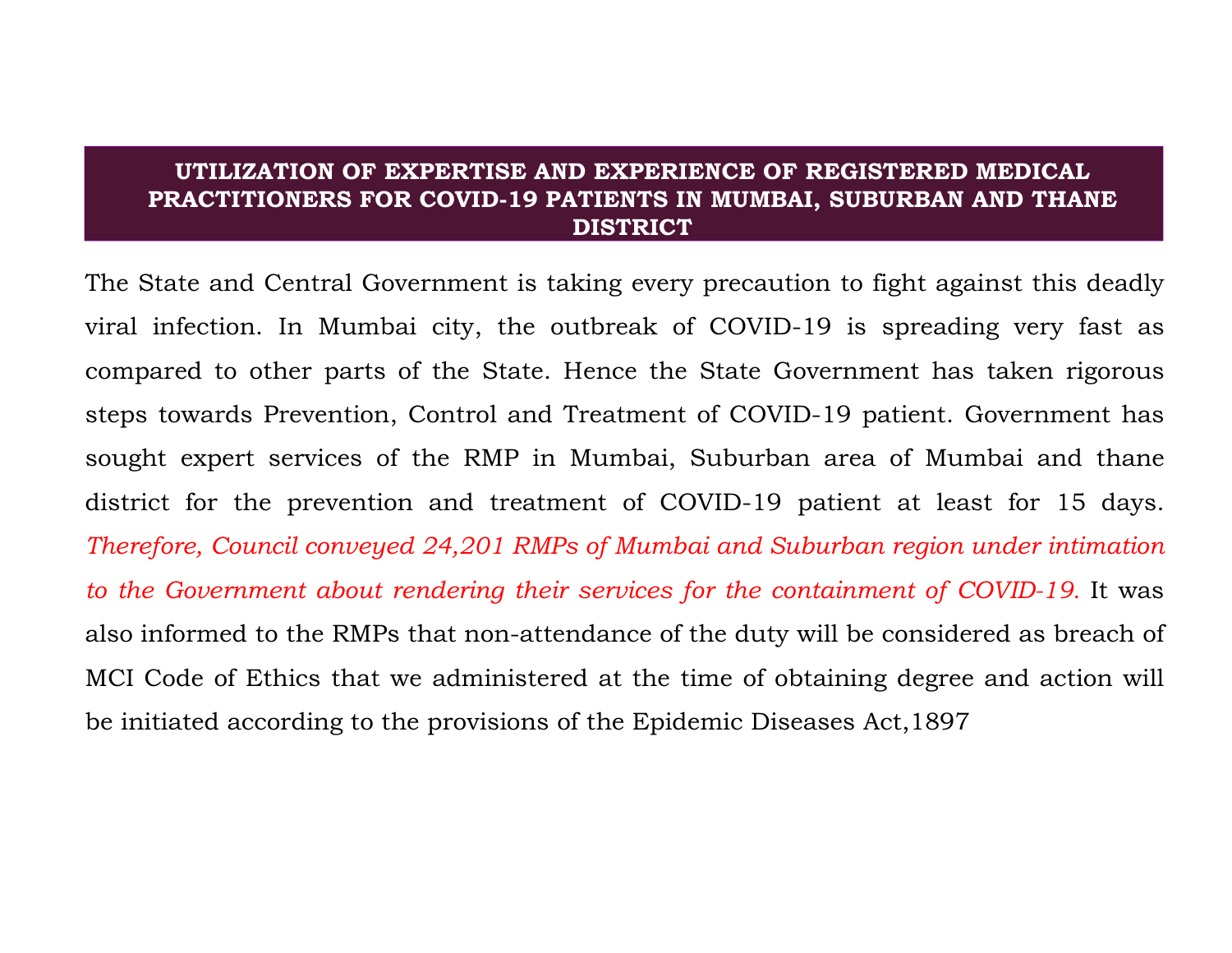## UTILIZATION OF EXPERTISE AND EXPERIENCE OF REGISTERED MEDICAL PRACTITIONERS FOR COVID-19 PATIENTS IN MUMBAI, SUBURBAN AND THANE DISTRICT

The State and Central Government is taking every precaution to fight against this deadly viral infection. In Mumbai city, the outbreak of COVID-19 is spreading very fast as compared to other parts of the State. Hence the State Government has taken rigorous steps towards Prevention, Control and Treatment of COVID-19 patient. Government has sought expert services of the RMP in Mumbai, Suburban area of Mumbai and thane district for the prevention and treatment of COVID-19 patient at least for 15 days. *Therefore, Council conveyed 24,201 RMPs of Mumbai and Suburban region under intimation to the Government about rendering their services for the containment of COVID-19.* It was also informed to the RMPs that non-attendance of the duty will be considered as breach of MCI Code of Ethics that we administered at the time of obtaining degree and action will be initiated according to the provisions of the Epidemic Diseases Act,1897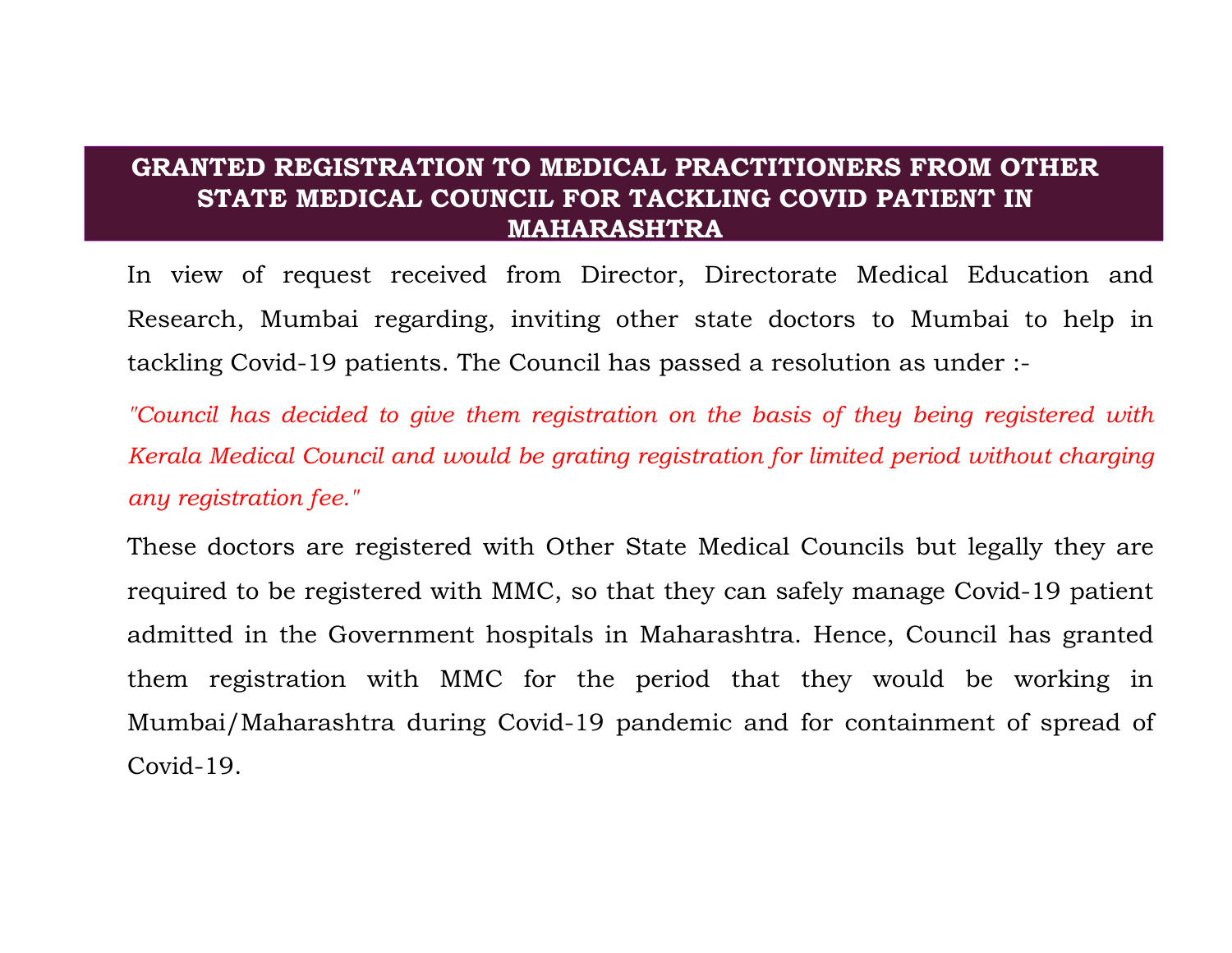# GRANTED REGISTRATION TO MEDICAL PRACTITIONERS FROM OTHER STATE MEDICAL COUNCIL FOR TACKLING COVID PATIENT IN MAHARASHTRA

In view of request received from Director, Directorate Medical Education and Research, Mumbai regarding, inviting other state doctors to Mumbai to help in tackling Covid-19 patients. The Council has passed a resolution as under :-

*"Council has decided to give them registration on the basis of they being registered with Kerala Medical Council and would be grating registration for limited period without charging any registration fee."*

These doctors are registered with Other State Medical Councils but legally they are required to be registered with MMC, so that they can safely manage Covid-19 patient admitted in the Government hospitals in Maharashtra. Hence, Council has granted them registration with MMC for the period that they would be working in Mumbai/Maharashtra during Covid-19 pandemic and for containment of spread of Covid-19.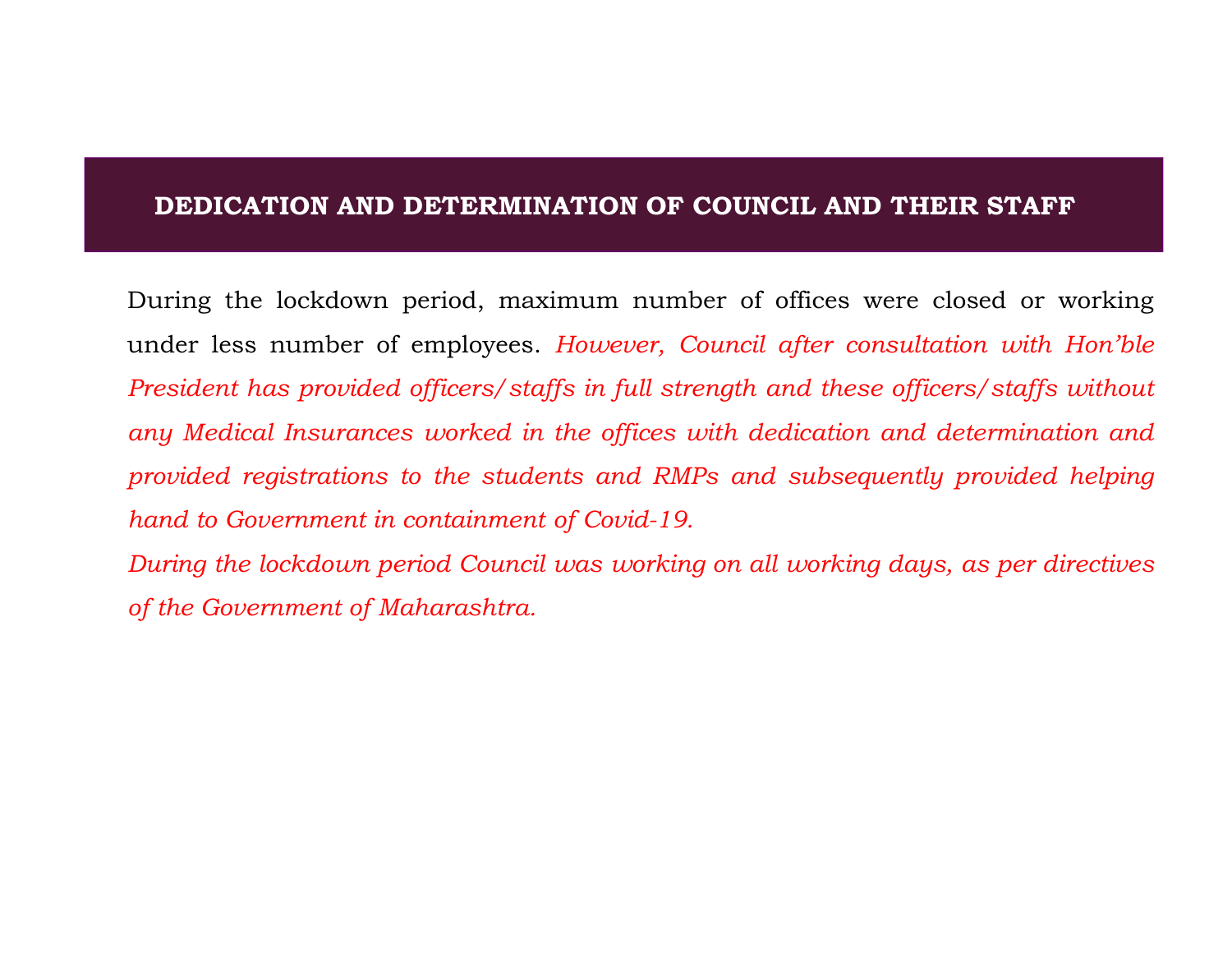## DEDICATION AND DETERMINATION OF COUNCIL AND THEIR STAFF

During the lockdown period, maximum number of offices were closed or working under less number of employees. *However, Council after consultation with Hon'ble President has provided officers/staffs in full strength and these officers/staffs without any Medical Insurances worked in the offices with dedication and determination and provided registrations to the students and RMPs and subsequently provided helping hand to Government in containment of Covid-19.*

*During the lockdown period Council was working on all working days, as per directives of the Government of Maharashtra.*